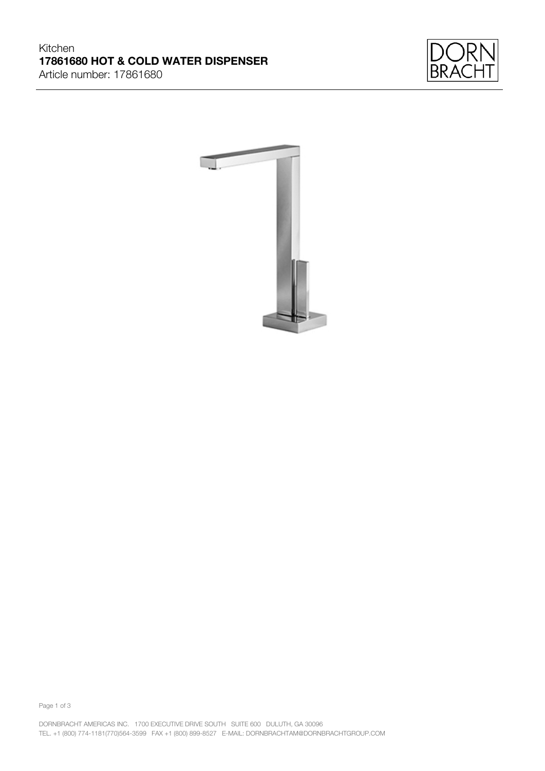Kitchen

# 17861680 HOT & COLD WATER DISPENSER

Article number: 17861680

DORNBRACHT AMERICAS INC. 1700 EXECUTIVE DRIVE SOUTH SUITE 600 DULUTH, GA 30096
TEL. +1 (800) 774-1181(770)564-3599 FAX +1 (800) 899-8527 E-MAIL: DORNBRACHTAM@DORNBRACHTGROUP.COM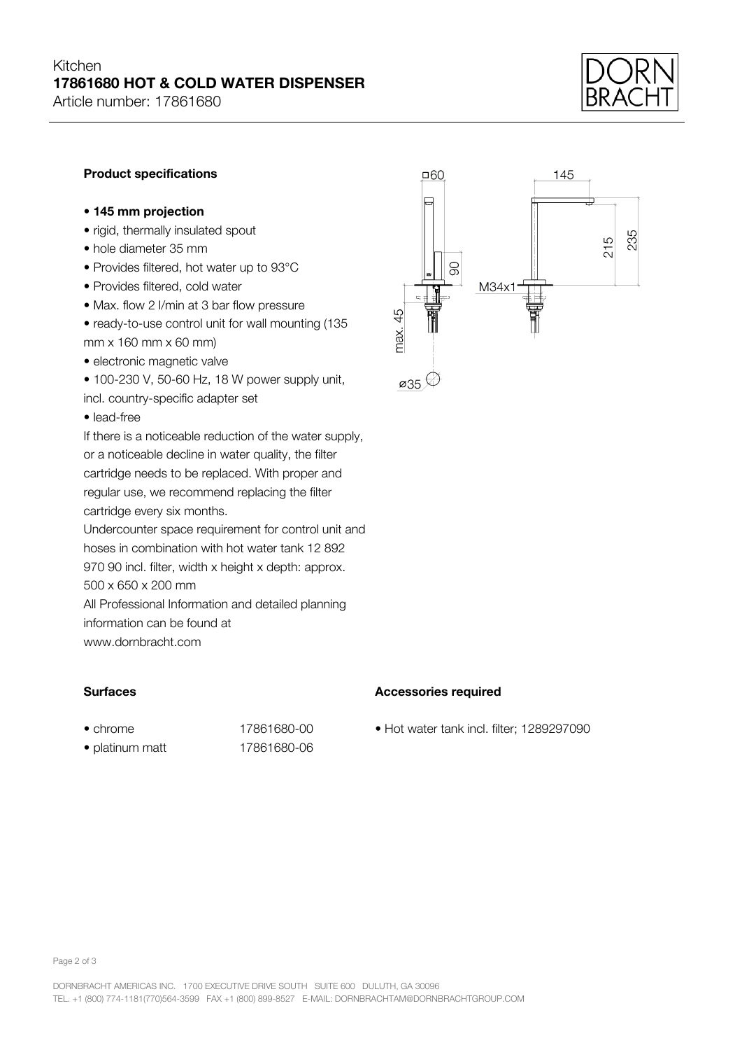Kitchen

# 17861680 HOT & COLD WATER DISPENSER

Article number: 17861680

### Product specifications

- **145 mm projection**
- rigid, thermally insulated spout
- hole diameter 35 mm
- Provides filtered, hot water up to 93°C
- Provides filtered, cold water
- Max. flow 2 l/min at 3 bar flow pressure
- ready-to-use control unit for wall mounting (135 mm x 160 mm x 60 mm)
- electronic magnetic valve
- 100-230 V, 50-60 Hz, 18 W power supply unit, incl. country-specific adapter set
- lead-free

If there is a noticeable reduction of the water supply, or a noticeable decline in water quality, the filter cartridge needs to be replaced. With proper and regular use, we recommend replacing the filter cartridge every six months.

Undercounter space requirement for control unit and hoses in combination with hot water tank 12 892 970 90 incl. filter, width x height x depth: approx. 500 x 650 x 200 mm

All Professional Information and detailed planning information can be found at www.dornbracht.com

□60

145

90

215

235

M34x1

max. 45

ø35

### Surfaces

| | |
|---|---|
| • chrome | 17861680-00 |
| • platinum matt | 17861680-06 |

### Accessories required

- Hot water tank incl. filter; 1289297090

DORNBRACHT AMERICAS INC. 1700 EXECUTIVE DRIVE SOUTH SUITE 600 DULUTH, GA 30096
TEL. +1 (800) 774-1181(770)564-3599 FAX +1 (800) 899-8527 E-MAIL: DORNBRACHTAM@DORNBRACHTGROUP.COM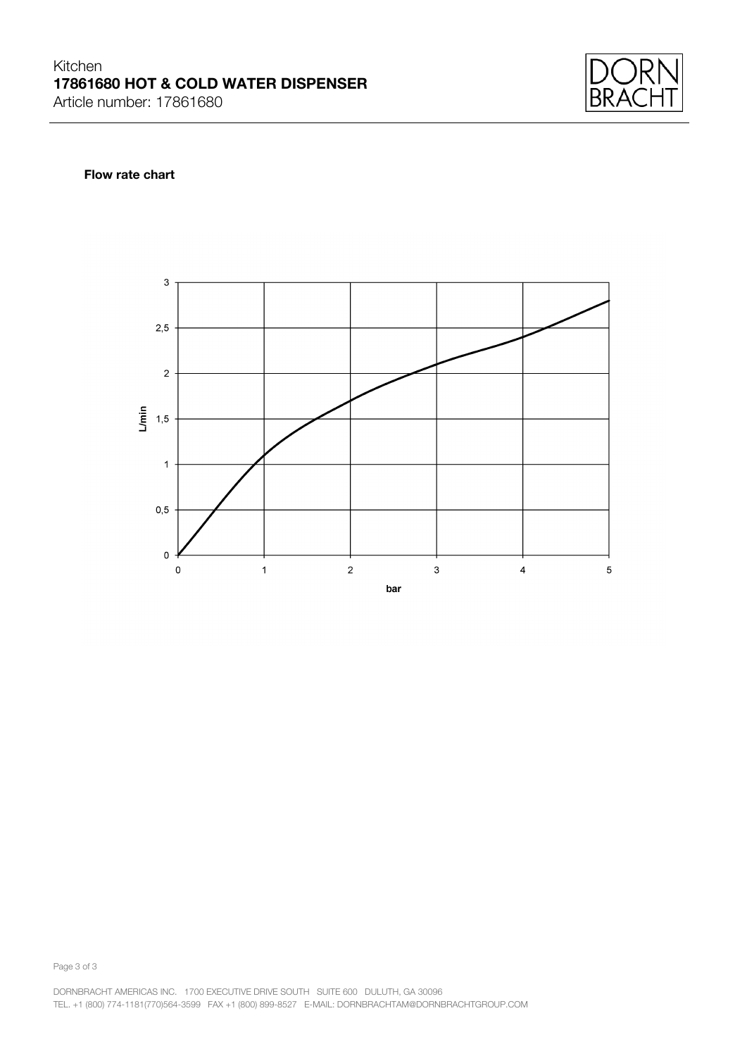Kitchen

**17861680 HOT & COLD WATER DISPENSER**

Article number: 17861680

**Flow rate chart**

3
2,5
2
L/min
1,5
1
0,5
0
0
1
2
3
4
5
bar

DORNBRACHT AMERICAS INC. 1700 EXECUTIVE DRIVE SOUTH SUITE 600 DULUTH, GA 30096
TEL. +1 (800) 774-1181(770)564-3599 FAX +1 (800) 899-8527 E-MAIL: DORNBRACHTAM@DORNBRACHTGROUP.COM